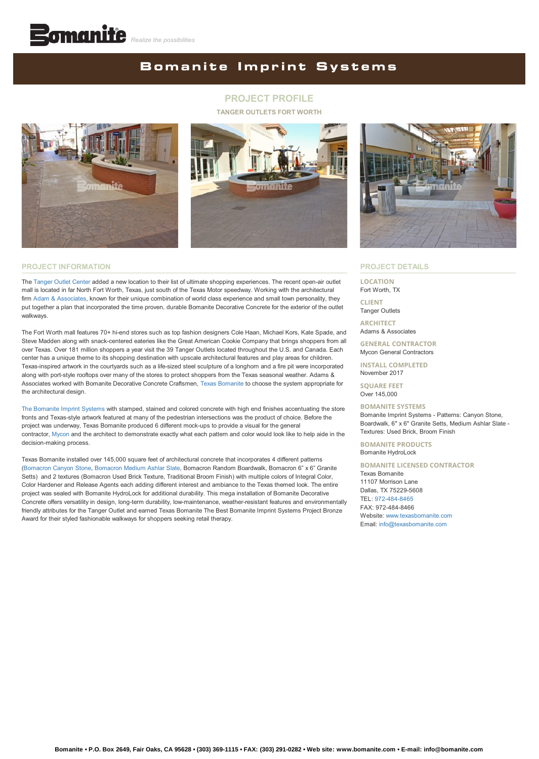Bomanite Realize the possibilities

# Bomanite Imprint Systems

## PROJECT PROFILE

### TANGER OUTLETS FORT WORTH

## PROJECT INFORMATION

The Tanger Outlet Center added a new location to their list of ultimate shopping experiences. The recent open-air outlet mall is located in far North Fort Worth, Texas, just south of the Texas Motor speedway. Working with the architectural firm Adam & Associates, known for their unique combination of world class experience and small town personality, they put together a plan that incorporated the time proven, durable Bomanite Decorative Concrete for the exterior of the outlet walkways.

The Fort Worth mall features 70+ hi-end stores such as top fashion designers Cole Haan, Michael Kors, Kate Spade, and Steve Madden along with snack-centered eateries like the Great American Cookie Company that brings shoppers from all over Texas. Over 181 million shoppers a year visit the 39 Tanger Outlets located throughout the U.S. and Canada. Each center has a unique theme to its shopping destination with upscale architectural features and play areas for children. Texas-inspired artwork in the courtyards such as a life-sized steel sculpture of a longhorn and a fire pit were incorporated along with port-style rooftops over many of the stores to protect shoppers from the Texas seasonal weather. Adams & Associates worked with Bomanite Decorative Concrete Craftsmen, Texas Bomanite to choose the system appropriate for the architectural design.

The Bomanite Imprint Systems with stamped, stained and colored concrete with high end finishes accentuating the store fronts and Texas-style artwork featured at many of the pedestrian intersections was the product of choice. Before the project was underway, Texas Bomanite produced 6 different mock-ups to provide a visual for the general contractor, Mycon and the architect to demonstrate exactly what each pattern and color would look like to help aide in the decision-making process.

Texas Bomanite installed over 145,000 square feet of architectural concrete that incorporates 4 different patterns (Bomacron Canyon Stone, Bomacron Medium Ashlar Slate, Bomacron Random Boardwalk, Bomacron 6" x 6" Granite Setts) and 2 textures (Bomacron Used Brick Texture, Traditional Broom Finish) with multiple colors of Integral Color, Color Hardener and Release Agents each adding different interest and ambiance to the Texas themed look. The entire project was sealed with Bomanite HydroLock for additional durability. This mega installation of Bomanite Decorative Concrete offers versatility in design, long-term durability, low-maintenance, weather-resistant features and environmentally friendly attributes for the Tanger Outlet and earned Texas Bomanite The Best Bomanite Imprint Systems Project Bronze Award for their styled fashionable walkways for shoppers seeking retail therapy.

## PROJECT DETAILS

**LOCATION**
Fort Worth, TX

**CLIENT**
Tanger Outlets

**ARCHITECT**
Adams & Associates

**GENERAL CONTRACTOR**
Mycon General Contractors

**INSTALL COMPLETED**
November 2017

**SQUARE FEET**
Over 145,000

**BOMANITE SYSTEMS**
Bomanite Imprint Systems - Patterns: Canyon Stone, Boardwalk, 6" x 6" Granite Setts, Medium Ashlar Slate - Textures: Used Brick, Broom Finish

**BOMANITE PRODUCTS**
Bomanite HydroLock

**BOMANITE LICENSED CONTRACTOR**
Texas Bomanite
11107 Morrison Lane
Dallas, TX 75229-5608
TEL: 972-484-8465
FAX: 972-484-8466
Website: www.texasbomanite.com
Email: info@texasbomanite.com

**Bomanite • P.O. Box 2649, Fair Oaks, CA 95628 • (303) 369-1115 • FAX: (303) 291-0282 • Web site: www.bomanite.com • E-mail: info@bomanite.com**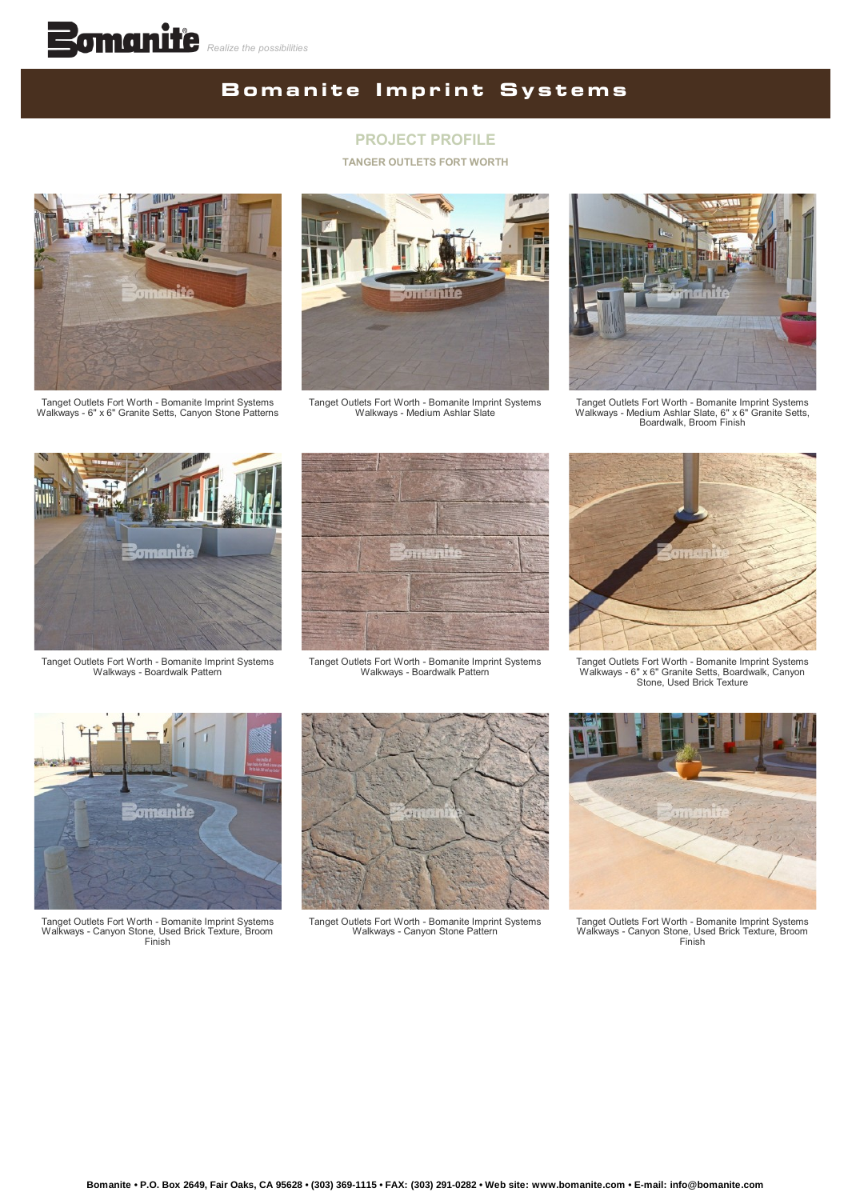# Bomanite Imprint Systems

## PROJECT PROFILE

### TANGER OUTLETS FORT WORTH

Tanget Outlets Fort Worth - Bomanite Imprint Systems Walkways - 6" x 6" Granite Setts, Canyon Stone Patterns

Tanget Outlets Fort Worth - Bomanite Imprint Systems Walkways - Medium Ashlar Slate

Tanget Outlets Fort Worth - Bomanite Imprint Systems Walkways - Medium Ashlar Slate, 6" x 6" Granite Setts, Boardwalk, Broom Finish

Tanget Outlets Fort Worth - Bomanite Imprint Systems Walkways - Boardwalk Pattern

Tanget Outlets Fort Worth - Bomanite Imprint Systems Walkways - Boardwalk Pattern

Tanget Outlets Fort Worth - Bomanite Imprint Systems Walkways - 6" x 6" Granite Setts, Boardwalk, Canyon Stone, Used Brick Texture

Tanget Outlets Fort Worth - Bomanite Imprint Systems Walkways - Canyon Stone, Used Brick Texture, Broom Finish

Tanget Outlets Fort Worth - Bomanite Imprint Systems Walkways - Canyon Stone Pattern

Tanget Outlets Fort Worth - Bomanite Imprint Systems Walkways - Canyon Stone, Used Brick Texture, Broom Finish

**Bomanite • P.O. Box 2649, Fair Oaks, CA 95628 • (303) 369-1115 • FAX: (303) 291-0282 • Web site: www.bomanite.com • E-mail: info@bomanite.com**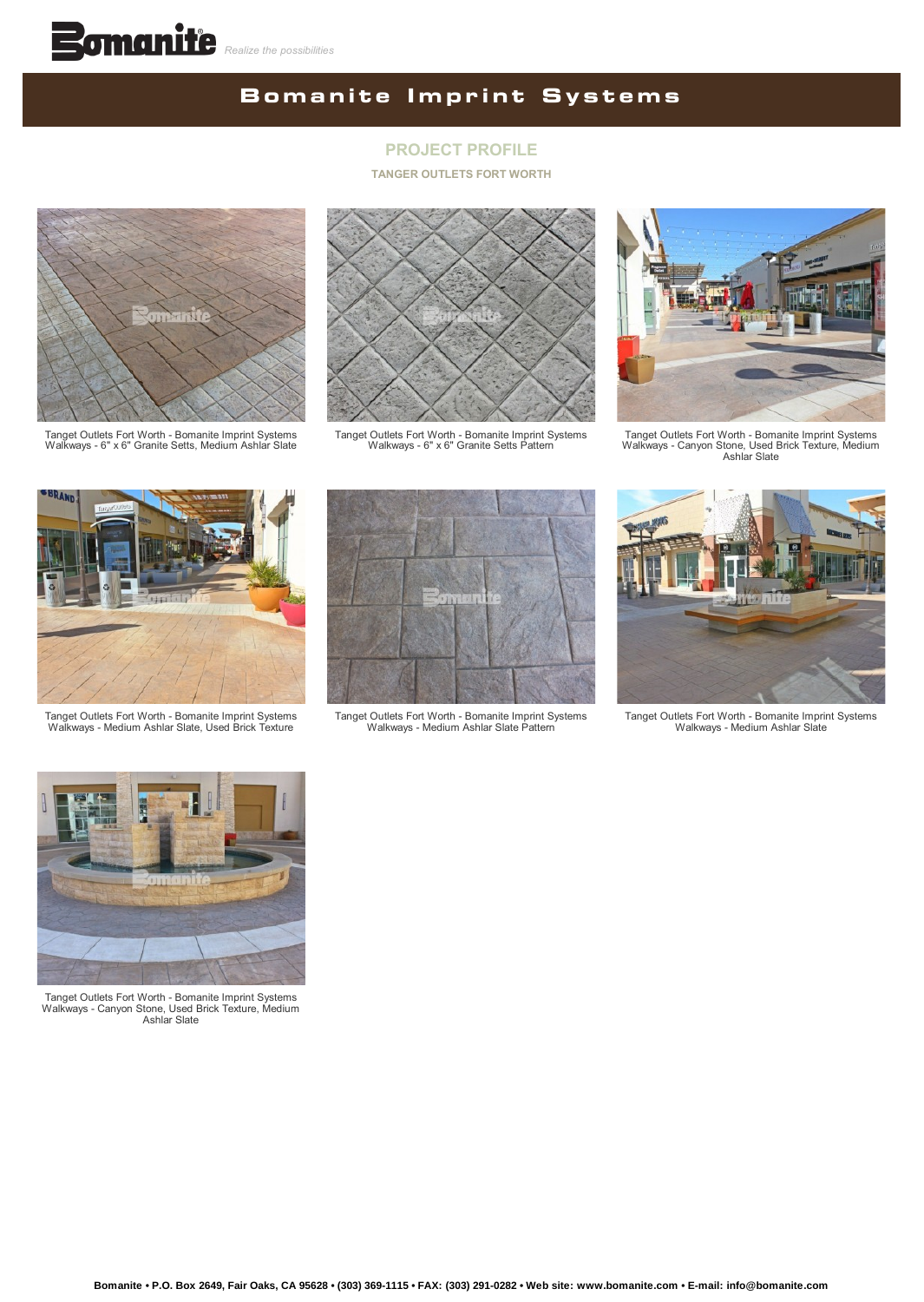# Bomanite Imprint Systems

## PROJECT PROFILE

### TANGER OUTLETS FORT WORTH

Tanget Outlets Fort Worth - Bomanite Imprint Systems Walkways - 6" x 6" Granite Setts, Medium Ashlar Slate

Tanget Outlets Fort Worth - Bomanite Imprint Systems Walkways - 6" x 6" Granite Setts Pattern

Tanget Outlets Fort Worth - Bomanite Imprint Systems Walkways - Canyon Stone, Used Brick Texture, Medium Ashlar Slate

Tanget Outlets Fort Worth - Bomanite Imprint Systems Walkways - Medium Ashlar Slate, Used Brick Texture

Tanget Outlets Fort Worth - Bomanite Imprint Systems Walkways - Medium Ashlar Slate Pattern

Tanget Outlets Fort Worth - Bomanite Imprint Systems Walkways - Medium Ashlar Slate

Tanget Outlets Fort Worth - Bomanite Imprint Systems Walkways - Canyon Stone, Used Brick Texture, Medium Ashlar Slate

**Bomanite • P.O. Box 2649, Fair Oaks, CA 95628 • (303) 369-1115 • FAX: (303) 291-0282 • Web site: www.bomanite.com • E-mail: info@bomanite.com**